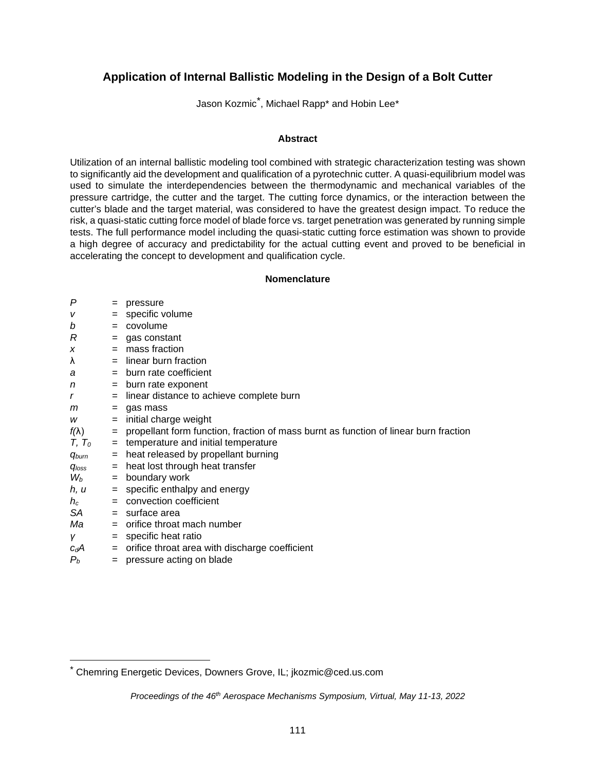# Application of Internal Ballistic Modeling in the Design of a Bolt Cutter

Jason Kozmic*, Michael Rapp* and Hobin Lee*

## Abstract

Utilization of an internal ballistic modeling tool combined with strategic characterization testing was shown to significantly aid the development and qualification of a pyrotechnic cutter. A quasi-equilibrium model was used to simulate the interdependencies between the thermodynamic and mechanical variables of the pressure cartridge, the cutter and the target. The cutting force dynamics, or the interaction between the cutter's blade and the target material, was considered to have the greatest design impact. To reduce the risk, a quasi-static cutting force model of blade force vs. target penetration was generated by running simple tests. The full performance model including the quasi-static cutting force estimation was shown to provide a high degree of accuracy and predictability for the actual cutting event and proved to be beneficial in accelerating the concept to development and qualification cycle.

## Nomenclature

- $P$ = pressure
- $v$ = specific volume
- $b$ = covolume
- $R$ = gas constant
- $x$ = mass fraction
- $\lambda$ = linear burn fraction
- $a$ = burn rate coefficient
- $n$ = burn rate exponent
- $r$ = linear distance to achieve complete burn
- $m$ = gas mass
- $w$ = initial charge weight
- $f(\lambda)$ = propellant form function, fraction of mass burnt as function of linear burn fraction
- $T, T_0$ = temperature and initial temperature
- $q_{burn}$ = heat released by propellant burning
- $q_{loss}$ = heat lost through heat transfer
- $W_b$ = boundary work
- $h, u$ = specific enthalpy and energy
- $h_c$ = convection coefficient
- $SA$ = surface area
- $Ma$ = orifice throat mach number
- $\gamma$ = specific heat ratio
- $c_dA$ = orifice throat area with discharge coefficient
- $P_b$ = pressure acting on blade

---

* Chemring Energetic Devices, Downers Grove, IL; jkozmic@ced.us.com

*Proceedings of the 46th Aerospace Mechanisms Symposium, Virtual, May 11-13, 2022*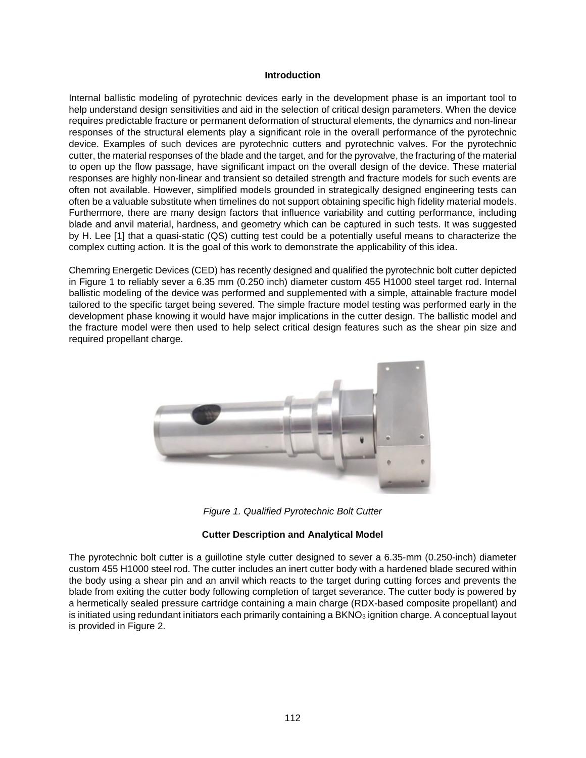## Introduction

Internal ballistic modeling of pyrotechnic devices early in the development phase is an important tool to help understand design sensitivities and aid in the selection of critical design parameters. When the device requires predictable fracture or permanent deformation of structural elements, the dynamics and non-linear responses of the structural elements play a significant role in the overall performance of the pyrotechnic device. Examples of such devices are pyrotechnic cutters and pyrotechnic valves. For the pyrotechnic cutter, the material responses of the blade and the target, and for the pyrovalve, the fracturing of the material to open up the flow passage, have significant impact on the overall design of the device. These material responses are highly non-linear and transient so detailed strength and fracture models for such events are often not available. However, simplified models grounded in strategically designed engineering tests can often be a valuable substitute when timelines do not support obtaining specific high fidelity material models. Furthermore, there are many design factors that influence variability and cutting performance, including blade and anvil material, hardness, and geometry which can be captured in such tests. It was suggested by H. Lee [1] that a quasi-static (QS) cutting test could be a potentially useful means to characterize the complex cutting action. It is the goal of this work to demonstrate the applicability of this idea.

Chemring Energetic Devices (CED) has recently designed and qualified the pyrotechnic bolt cutter depicted in Figure 1 to reliably sever a 6.35 mm (0.250 inch) diameter custom 455 H1000 steel target rod. Internal ballistic modeling of the device was performed and supplemented with a simple, attainable fracture model tailored to the specific target being severed. The simple fracture model testing was performed early in the development phase knowing it would have major implications in the cutter design. The ballistic model and the fracture model were then used to help select critical design features such as the shear pin size and required propellant charge.

*Figure 1. Qualified Pyrotechnic Bolt Cutter*

## Cutter Description and Analytical Model

The pyrotechnic bolt cutter is a guillotine style cutter designed to sever a 6.35-mm (0.250-inch) diameter custom 455 H1000 steel rod. The cutter includes an inert cutter body with a hardened blade secured within the body using a shear pin and an anvil which reacts to the target during cutting forces and prevents the blade from exiting the cutter body following completion of target severance. The cutter body is powered by a hermetically sealed pressure cartridge containing a main charge (RDX-based composite propellant) and is initiated using redundant initiators each primarily containing a $BKNO_3$ ignition charge. A conceptual layout is provided in Figure 2.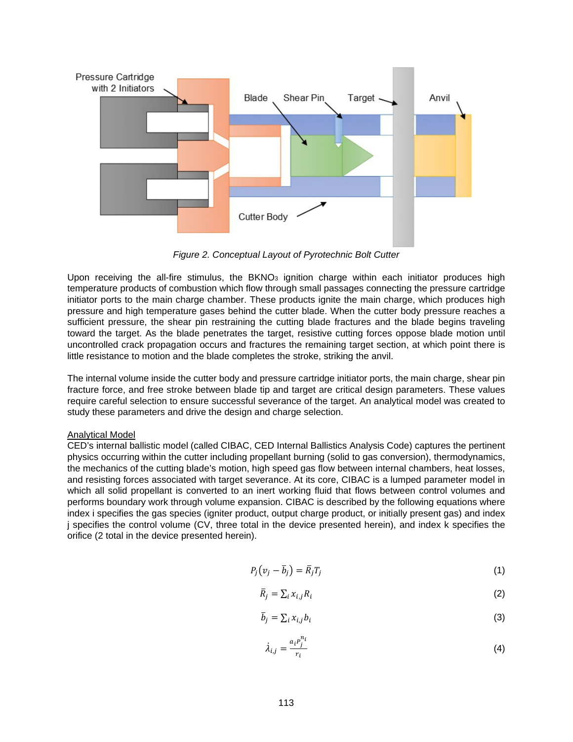Figure 2. Conceptual Layout of Pyrotechnic Bolt Cutter

Upon receiving the all-fire stimulus, the $BKNO_3$ ignition charge within each initiator produces high temperature products of combustion which flow through small passages connecting the pressure cartridge initiator ports to the main charge chamber. These products ignite the main charge, which produces high pressure and high temperature gases behind the cutter blade. When the cutter body pressure reaches a sufficient pressure, the shear pin restraining the cutting blade fractures and the blade begins traveling toward the target. As the blade penetrates the target, resistive cutting forces oppose blade motion until uncontrolled crack propagation occurs and fractures the remaining target section, at which point there is little resistance to motion and the blade completes the stroke, striking the anvil.

The internal volume inside the cutter body and pressure cartridge initiator ports, the main charge, shear pin fracture force, and free stroke between blade tip and target are critical design parameters. These values require careful selection to ensure successful severance of the target. An analytical model was created to study these parameters and drive the design and charge selection.

## Analytical Model

CED's internal ballistic model (called CIBAC, CED Internal Ballistics Analysis Code) captures the pertinent physics occurring within the cutter including propellant burning (solid to gas conversion), thermodynamics, the mechanics of the cutting blade's motion, high speed gas flow between internal chambers, heat losses, and resisting forces associated with target severance. At its core, CIBAC is a lumped parameter model in which all solid propellant is converted to an inert working fluid that flows between control volumes and performs boundary work through volume expansion. CIBAC is described by the following equations where index i specifies the gas species (igniter product, output charge product, or initially present gas) and index j specifies the control volume (CV, three total in the device presented herein), and index k specifies the orifice (2 total in the device presented herein).

$$P_j\left(v_j - \bar{b}_j\right) = \bar{R}_j T_j \tag{1}$$

$$\bar{R}_j = \sum_i x_{i,j} R_i \tag{2}$$

$$\bar{b}_j = \sum_i x_{i,j} b_i \tag{3}$$

$$\dot{\lambda}_{i,j} = \frac{a_i P_j^{n_i}}{r_i} \tag{4}$$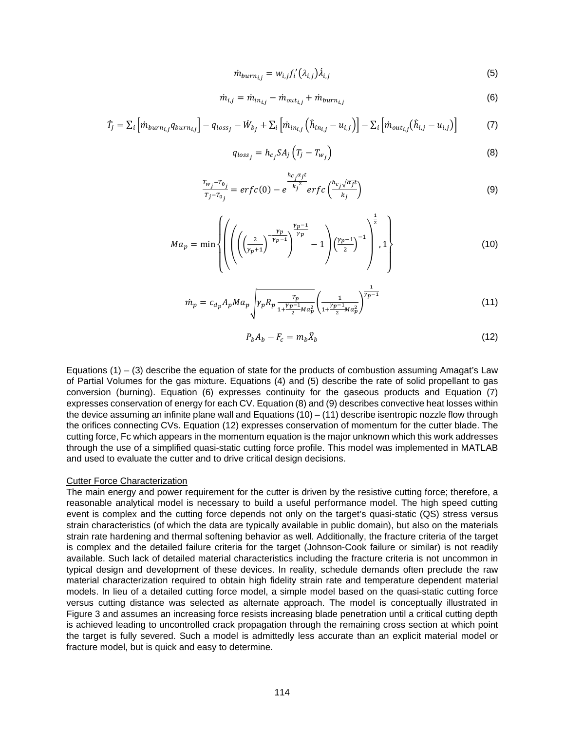$$\dot{m}_{burn_{i,j}} = w_{i,j} f_i'(\lambda_{i,j}) \dot{\lambda}_{i,j} \tag{5}$$

$$\dot{m}_{i,j} = \dot{m}_{in_{i,j}} - \dot{m}_{out_{i,j}} + \dot{m}_{burn_{i,j}} \tag{6}$$

$$\dot{T}_j = \sum_i \left[\dot{m}_{burn_{i,j}} q_{burn_{i,j}}\right] - q_{loss_j} - \dot{W}_{b_j} + \sum_i \left[\dot{m}_{in_{i,j}} \left(\hat{h}_{in_{i,j}} - u_{i,j}\right)\right] - \sum_i \left[\dot{m}_{out_{i,j}} \left(\hat{h}_{i,j} - u_{i,j}\right)\right] \tag{7}$$

$$q_{loss_j} = h_{c_j} SA_j \left(T_j - T_{w_j}\right) \tag{8}$$

$$\frac{T_{w_j} - T_{0_j}}{T_j - T_{0_j}} = erfc(0) - e^{\frac{h_{c_j} \alpha_j t}{k_j^2}} erfc\left(\frac{h_{c_j}\sqrt{\alpha_j t}}{k_j}\right) \tag{9}$$

$$Ma_p = \min\left\{\left(\left(\left(\left(\frac{2}{\gamma_p+1}\right)^{-\frac{\gamma_p}{\gamma_p-1}}\right)^{\frac{\gamma_p-1}{\gamma_p}} - 1\right)\left(\frac{\gamma_p-1}{2}\right)^{-1}\right)^{\frac{1}{2}}, 1\right\} \tag{10}$$

$$\dot{m}_p = c_{d_p} A_p Ma_p \sqrt{\gamma_p R_p \frac{T_p}{1+\frac{\gamma_p-1}{2}Ma_p^2}} \left(\frac{1}{1+\frac{\gamma_p-1}{2}Ma_p^2}\right)^{\frac{1}{\gamma_p-1}} \tag{11}$$

$$P_b A_b - F_c = m_b \ddot{X}_b \tag{12}$$

Equations (1) – (3) describe the equation of state for the products of combustion assuming Amagat's Law of Partial Volumes for the gas mixture. Equations (4) and (5) describe the rate of solid propellant to gas conversion (burning). Equation (6) expresses continuity for the gaseous products and Equation (7) expresses conservation of energy for each CV. Equation (8) and (9) describes convective heat losses within the device assuming an infinite plane wall and Equations (10) – (11) describe isentropic nozzle flow through the orifices connecting CVs. Equation (12) expresses conservation of momentum for the cutter blade. The cutting force, Fc which appears in the momentum equation is the major unknown which this work addresses through the use of a simplified quasi-static cutting force profile. This model was implemented in MATLAB and used to evaluate the cutter and to drive critical design decisions.

## Cutter Force Characterization

The main energy and power requirement for the cutter is driven by the resistive cutting force; therefore, a reasonable analytical model is necessary to build a useful performance model. The high speed cutting event is complex and the cutting force depends not only on the target's quasi-static (QS) stress versus strain characteristics (of which the data are typically available in public domain), but also on the materials strain rate hardening and thermal softening behavior as well. Additionally, the fracture criteria of the target is complex and the detailed failure criteria for the target (Johnson-Cook failure or similar) is not readily available. Such lack of detailed material characteristics including the fracture criteria is not uncommon in typical design and development of these devices. In reality, schedule demands often preclude the raw material characterization required to obtain high fidelity strain rate and temperature dependent material models. In lieu of a detailed cutting force model, a simple model based on the quasi-static cutting force versus cutting distance was selected as alternate approach. The model is conceptually illustrated in Figure 3 and assumes an increasing force resists increasing blade penetration until a critical cutting depth is achieved leading to uncontrolled crack propagation through the remaining cross section at which point the target is fully severed. Such a model is admittedly less accurate than an explicit material model or fracture model, but is quick and easy to determine.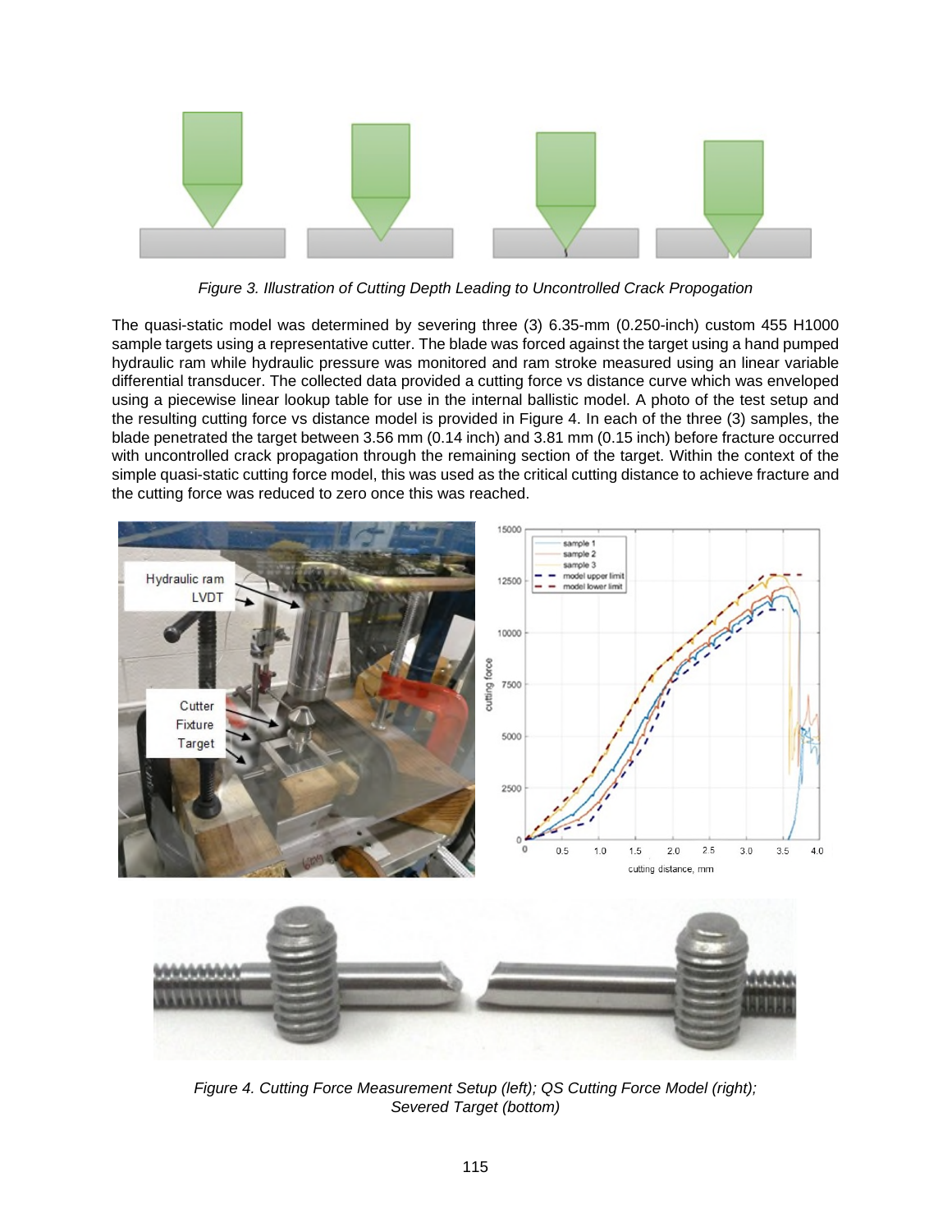*Figure 3. Illustration of Cutting Depth Leading to Uncontrolled Crack Propogation*

The quasi-static model was determined by severing three (3) 6.35-mm (0.250-inch) custom 455 H1000 sample targets using a representative cutter. The blade was forced against the target using a hand pumped hydraulic ram while hydraulic pressure was monitored and ram stroke measured using an linear variable differential transducer. The collected data provided a cutting force vs distance curve which was enveloped using a piecewise linear lookup table for use in the internal ballistic model. A photo of the test setup and the resulting cutting force vs distance model is provided in Figure 4. In each of the three (3) samples, the blade penetrated the target between 3.56 mm (0.14 inch) and 3.81 mm (0.15 inch) before fracture occurred with uncontrolled crack propagation through the remaining section of the target. Within the context of the simple quasi-static cutting force model, this was used as the critical cutting distance to achieve fracture and the cutting force was reduced to zero once this was reached.

*Figure 4. Cutting Force Measurement Setup (left); QS Cutting Force Model (right); Severed Target (bottom)*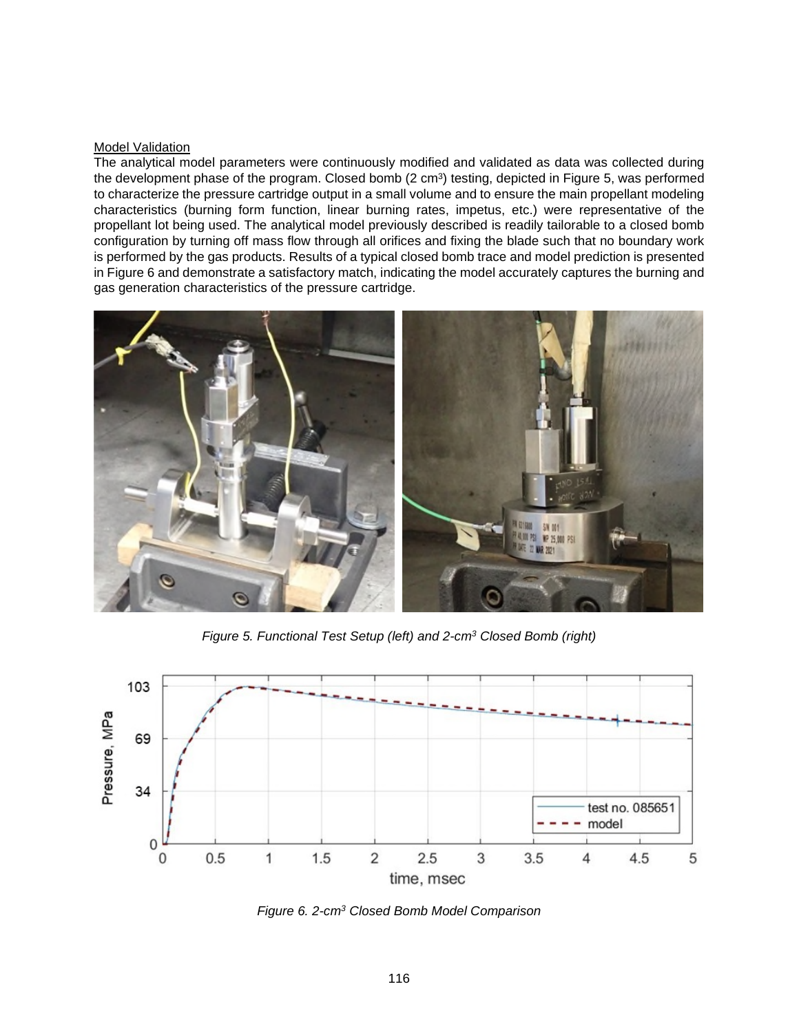Model Validation

The analytical model parameters were continuously modified and validated as data was collected during the development phase of the program. Closed bomb (2 cm$^3$) testing, depicted in Figure 5, was performed to characterize the pressure cartridge output in a small volume and to ensure the main propellant modeling characteristics (burning form function, linear burning rates, impetus, etc.) were representative of the propellant lot being used. The analytical model previously described is readily tailorable to a closed bomb configuration by turning off mass flow through all orifices and fixing the blade such that no boundary work is performed by the gas products. Results of a typical closed bomb trace and model prediction is presented in Figure 6 and demonstrate a satisfactory match, indicating the model accurately captures the burning and gas generation characteristics of the pressure cartridge.

*Figure 5. Functional Test Setup (left) and 2-cm$^3$ Closed Bomb (right)*

*Figure 6. 2-cm$^3$ Closed Bomb Model Comparison*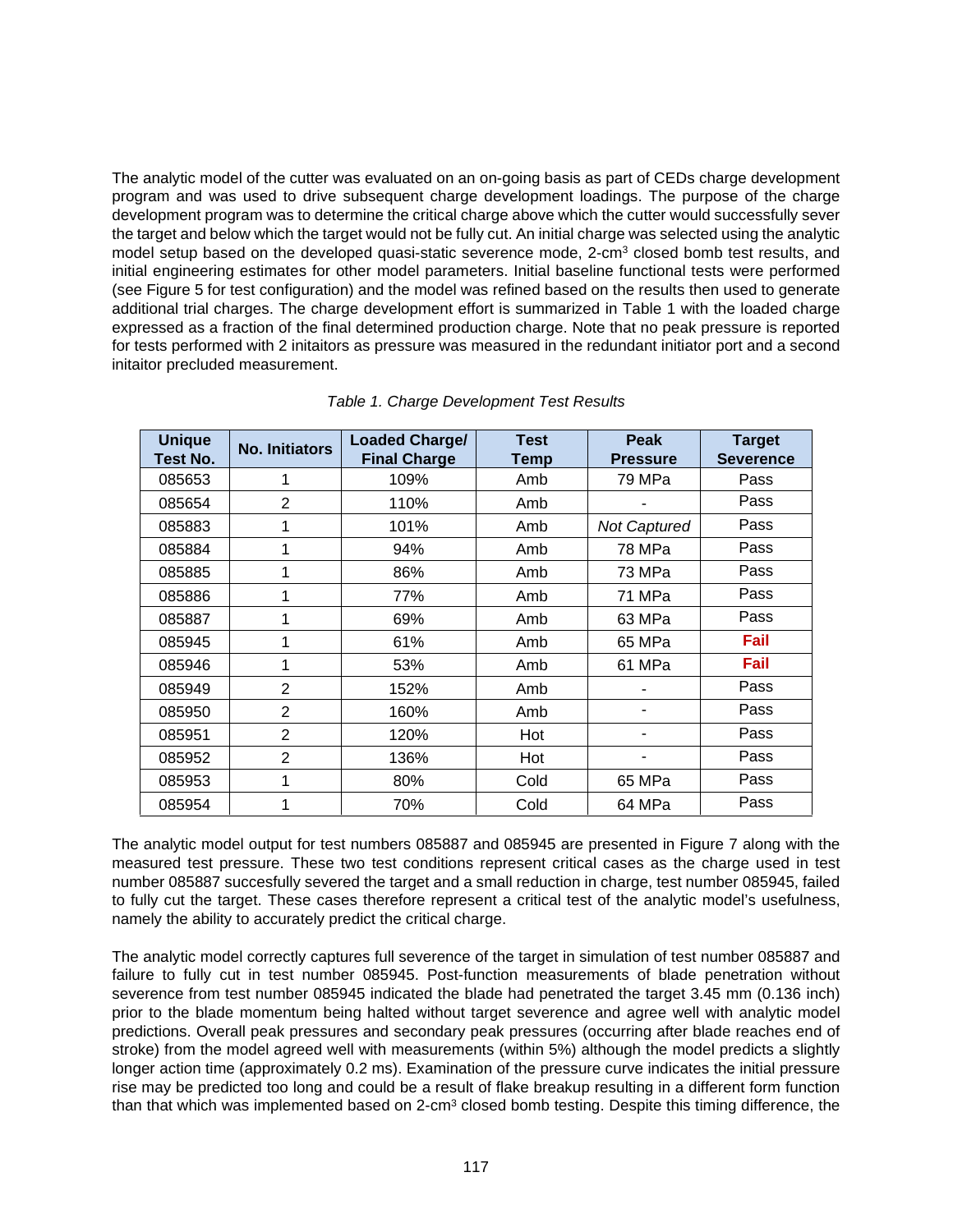The analytic model of the cutter was evaluated on an on-going basis as part of CEDs charge development program and was used to drive subsequent charge development loadings. The purpose of the charge development program was to determine the critical charge above which the cutter would successfully sever the target and below which the target would not be fully cut. An initial charge was selected using the analytic model setup based on the developed quasi-static severence mode, 2-cm³ closed bomb test results, and initial engineering estimates for other model parameters. Initial baseline functional tests were performed (see Figure 5 for test configuration) and the model was refined based on the results then used to generate additional trial charges. The charge development effort is summarized in Table 1 with the loaded charge expressed as a fraction of the final determined production charge. Note that no peak pressure is reported for tests performed with 2 initaitors as pressure was measured in the redundant initiator port and a second initaitor precluded measurement.

*Table 1. Charge Development Test Results*

| Unique Test No. | No. Initiators | Loaded Charge/ Final Charge | Test Temp | Peak Pressure | Target Severence |
|---|---|---|---|---|---|
| 085653 | 1 | 109% | Amb | 79 MPa | Pass |
| 085654 | 2 | 110% | Amb | - | Pass |
| 085883 | 1 | 101% | Amb | *Not Captured* | Pass |
| 085884 | 1 | 94% | Amb | 78 MPa | Pass |
| 085885 | 1 | 86% | Amb | 73 MPa | Pass |
| 085886 | 1 | 77% | Amb | 71 MPa | Pass |
| 085887 | 1 | 69% | Amb | 63 MPa | Pass |
| 085945 | 1 | 61% | Amb | 65 MPa | **Fail** |
| 085946 | 1 | 53% | Amb | 61 MPa | **Fail** |
| 085949 | 2 | 152% | Amb | - | Pass |
| 085950 | 2 | 160% | Amb | - | Pass |
| 085951 | 2 | 120% | Hot | - | Pass |
| 085952 | 2 | 136% | Hot | - | Pass |
| 085953 | 1 | 80% | Cold | 65 MPa | Pass |
| 085954 | 1 | 70% | Cold | 64 MPa | Pass |

The analytic model output for test numbers 085887 and 085945 are presented in Figure 7 along with the measured test pressure. These two test conditions represent critical cases as the charge used in test number 085887 succesfully severed the target and a small reduction in charge, test number 085945, failed to fully cut the target. These cases therefore represent a critical test of the analytic model's usefulness, namely the ability to accurately predict the critical charge.

The analytic model correctly captures full severence of the target in simulation of test number 085887 and failure to fully cut in test number 085945. Post-function measurements of blade penetration without severence from test number 085945 indicated the blade had penetrated the target 3.45 mm (0.136 inch) prior to the blade momentum being halted without target severence and agree well with analytic model predictions. Overall peak pressures and secondary peak pressures (occurring after blade reaches end of stroke) from the model agreed well with measurements (within 5%) although the model predicts a slightly longer action time (approximately 0.2 ms). Examination of the pressure curve indicates the initial pressure rise may be predicted too long and could be a result of flake breakup resulting in a different form function than that which was implemented based on 2-cm³ closed bomb testing. Despite this timing difference, the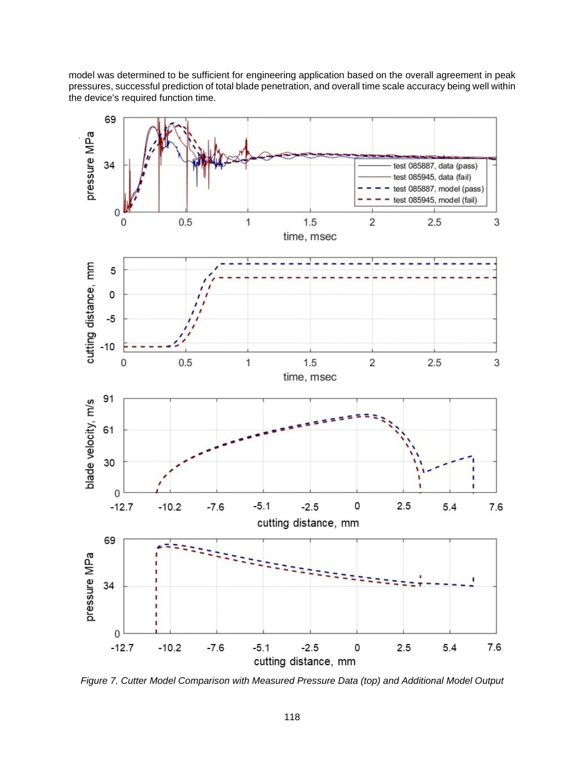model was determined to be sufficient for engineering application based on the overall agreement in peak pressures, successful prediction of total blade penetration, and overall time scale accuracy being well within the device's required function time.

*Figure 7. Cutter Model Comparison with Measured Pressure Data (top) and Additional Model Output*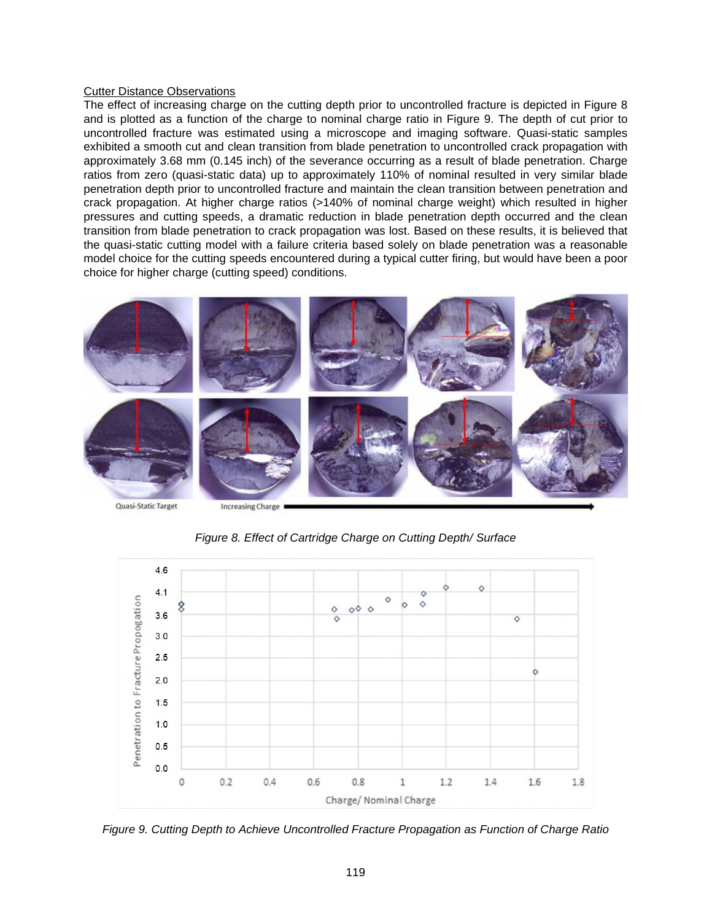Cutter Distance Observations

The effect of increasing charge on the cutting depth prior to uncontrolled fracture is depicted in Figure 8 and is plotted as a function of the charge to nominal charge ratio in Figure 9. The depth of cut prior to uncontrolled fracture was estimated using a microscope and imaging software. Quasi-static samples exhibited a smooth cut and clean transition from blade penetration to uncontrolled crack propagation with approximately 3.68 mm (0.145 inch) of the severance occurring as a result of blade penetration. Charge ratios from zero (quasi-static data) up to approximately 110% of nominal resulted in very similar blade penetration depth prior to uncontrolled fracture and maintain the clean transition between penetration and crack propagation. At higher charge ratios (>140% of nominal charge weight) which resulted in higher pressures and cutting speeds, a dramatic reduction in blade penetration depth occurred and the clean transition from blade penetration to crack propagation was lost. Based on these results, it is believed that the quasi-static cutting model with a failure criteria based solely on blade penetration was a reasonable model choice for the cutting speeds encountered during a typical cutter firing, but would have been a poor choice for higher charge (cutting speed) conditions.

*Figure 8. Effect of Cartridge Charge on Cutting Depth/ Surface*

*Figure 9. Cutting Depth to Achieve Uncontrolled Fracture Propagation as Function of Charge Ratio*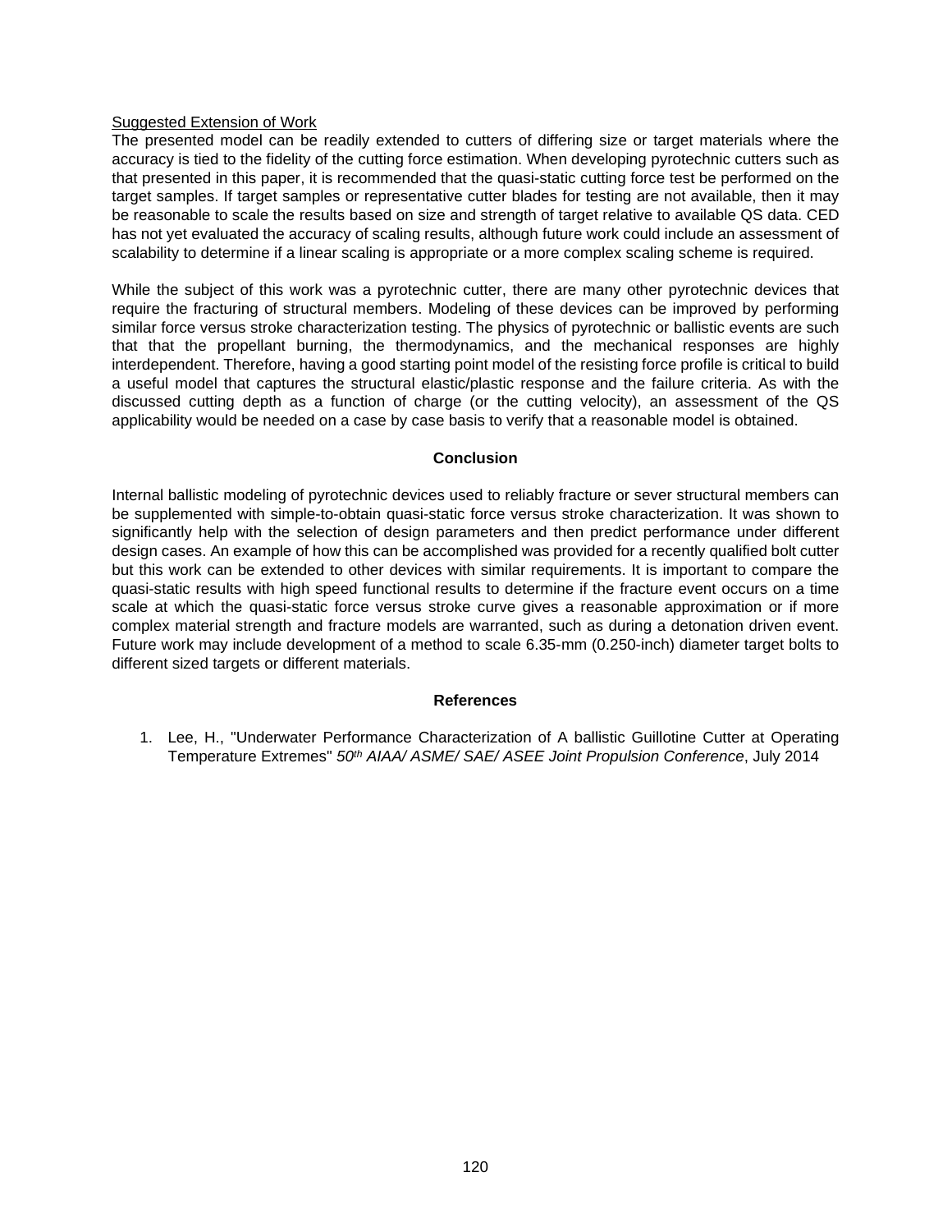Suggested Extension of Work

The presented model can be readily extended to cutters of differing size or target materials where the accuracy is tied to the fidelity of the cutting force estimation. When developing pyrotechnic cutters such as that presented in this paper, it is recommended that the quasi-static cutting force test be performed on the target samples. If target samples or representative cutter blades for testing are not available, then it may be reasonable to scale the results based on size and strength of target relative to available QS data. CED has not yet evaluated the accuracy of scaling results, although future work could include an assessment of scalability to determine if a linear scaling is appropriate or a more complex scaling scheme is required.

While the subject of this work was a pyrotechnic cutter, there are many other pyrotechnic devices that require the fracturing of structural members. Modeling of these devices can be improved by performing similar force versus stroke characterization testing. The physics of pyrotechnic or ballistic events are such that that the propellant burning, the thermodynamics, and the mechanical responses are highly interdependent. Therefore, having a good starting point model of the resisting force profile is critical to build a useful model that captures the structural elastic/plastic response and the failure criteria. As with the discussed cutting depth as a function of charge (or the cutting velocity), an assessment of the QS applicability would be needed on a case by case basis to verify that a reasonable model is obtained.

## Conclusion

Internal ballistic modeling of pyrotechnic devices used to reliably fracture or sever structural members can be supplemented with simple-to-obtain quasi-static force versus stroke characterization. It was shown to significantly help with the selection of design parameters and then predict performance under different design cases. An example of how this can be accomplished was provided for a recently qualified bolt cutter but this work can be extended to other devices with similar requirements. It is important to compare the quasi-static results with high speed functional results to determine if the fracture event occurs on a time scale at which the quasi-static force versus stroke curve gives a reasonable approximation or if more complex material strength and fracture models are warranted, such as during a detonation driven event. Future work may include development of a method to scale 6.35-mm (0.250-inch) diameter target bolts to different sized targets or different materials.

## References

1. Lee, H., "Underwater Performance Characterization of A ballistic Guillotine Cutter at Operating Temperature Extremes" *50th AIAA/ ASME/ SAE/ ASEE Joint Propulsion Conference*, July 2014